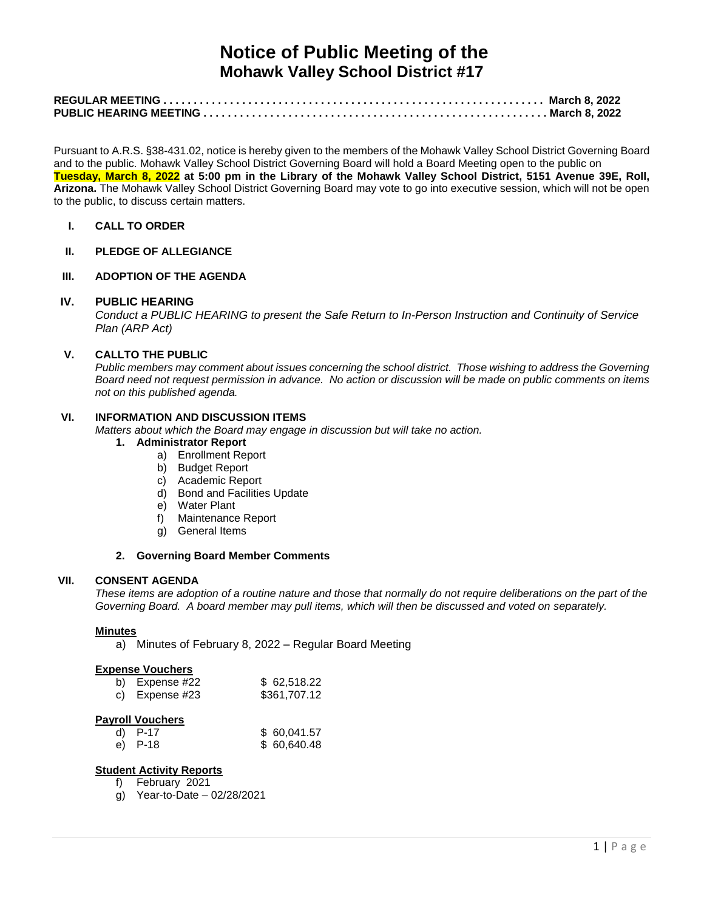# Notice of Public Meeting of the
## Mohawk Valley School District #17

**REGULAR MEETING . . . . . . . . . . . . . . . . . . . . . . . . . . . . . . . . . . . . . . . . . . . . . . . . . . . . . . . . . . . . . . March 8, 2022**
**PUBLIC HEARING MEETING . . . . . . . . . . . . . . . . . . . . . . . . . . . . . . . . . . . . . . . . . . . . . . . . . . . . . . . . . March 8, 2022**

Pursuant to A.R.S. §38-431.02, notice is hereby given to the members of the Mohawk Valley School District Governing Board and to the public. Mohawk Valley School District Governing Board will hold a Board Meeting open to the public on **Tuesday, March 8, 2022 at 5:00 pm in the Library of the Mohawk Valley School District, 5151 Avenue 39E, Roll, Arizona.** The Mohawk Valley School District Governing Board may vote to go into executive session, which will not be open to the public, to discuss certain matters.

**I. CALL TO ORDER**

**II. PLEDGE OF ALLEGIANCE**

**III. ADOPTION OF THE AGENDA**

**IV. PUBLIC HEARING**

*Conduct a PUBLIC HEARING to present the Safe Return to In-Person Instruction and Continuity of Service Plan (ARP Act)*

**V. CALLTO THE PUBLIC**

*Public members may comment about issues concerning the school district. Those wishing to address the Governing Board need not request permission in advance. No action or discussion will be made on public comments on items not on this published agenda.*

**VI. INFORMATION AND DISCUSSION ITEMS**

*Matters about which the Board may engage in discussion but will take no action.*

1. **Administrator Report**
   a) Enrollment Report
   b) Budget Report
   c) Academic Report
   d) Bond and Facilities Update
   e) Water Plant
   f) Maintenance Report
   g) General Items

2. **Governing Board Member Comments**

**VII. CONSENT AGENDA**

*These items are adoption of a routine nature and those that normally do not require deliberations on the part of the Governing Board. A board member may pull items, which will then be discussed and voted on separately.*

**Minutes**

a) Minutes of February 8, 2022 – Regular Board Meeting

**Expense Vouchers**

| | |
|---|---|
| b) Expense #22 | $ 62,518.22 |
| c) Expense #23 | $361,707.12 |

**Payroll Vouchers**

| | |
|---|---|
| d) P-17 | $ 60,041.57 |
| e) P-18 | $ 60,640.48 |

**Student Activity Reports**

f) February 2021
g) Year-to-Date – 02/28/2021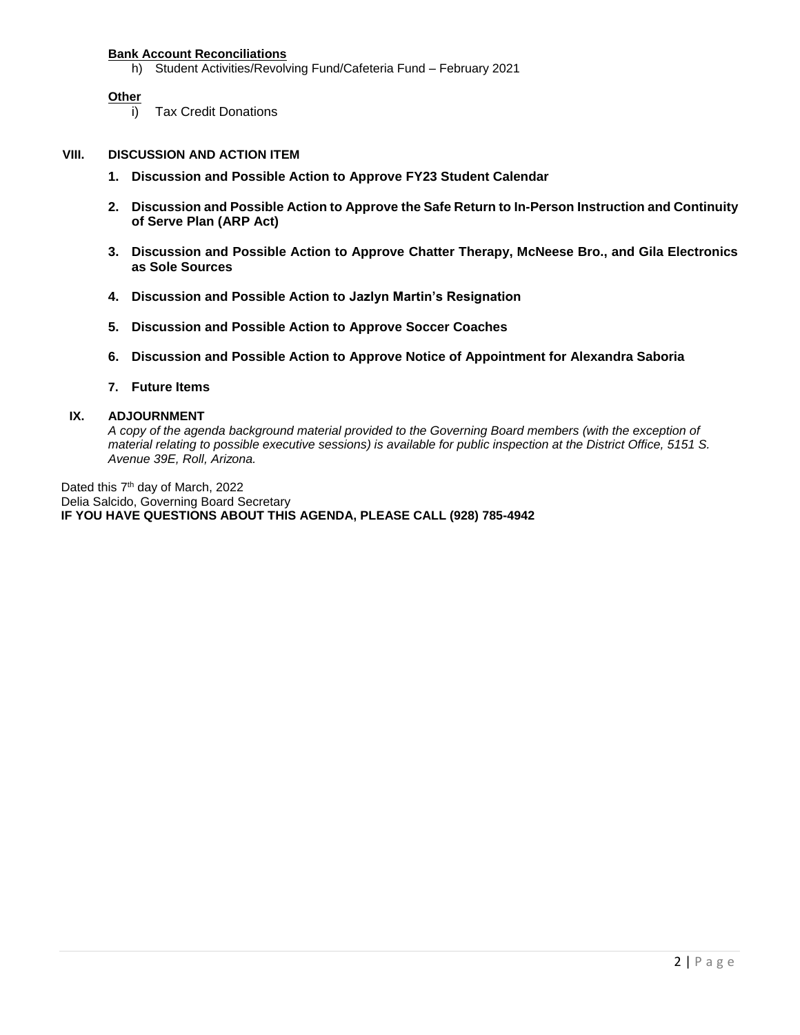**Bank Account Reconciliations**

h) Student Activities/Revolving Fund/Cafeteria Fund – February 2021

**Other**

i) Tax Credit Donations

**VIII. DISCUSSION AND ACTION ITEM**

1. **Discussion and Possible Action to Approve FY23 Student Calendar**
2. **Discussion and Possible Action to Approve the Safe Return to In-Person Instruction and Continuity of Serve Plan (ARP Act)**
3. **Discussion and Possible Action to Approve Chatter Therapy, McNeese Bro., and Gila Electronics as Sole Sources**
4. **Discussion and Possible Action to Jazlyn Martin's Resignation**
5. **Discussion and Possible Action to Approve Soccer Coaches**
6. **Discussion and Possible Action to Approve Notice of Appointment for Alexandra Saboria**
7. **Future Items**

**IX. ADJOURNMENT**

*A copy of the agenda background material provided to the Governing Board members (with the exception of material relating to possible executive sessions) is available for public inspection at the District Office, 5151 S. Avenue 39E, Roll, Arizona.*

Dated this 7th day of March, 2022
Delia Salcido, Governing Board Secretary
**IF YOU HAVE QUESTIONS ABOUT THIS AGENDA, PLEASE CALL (928) 785-4942**